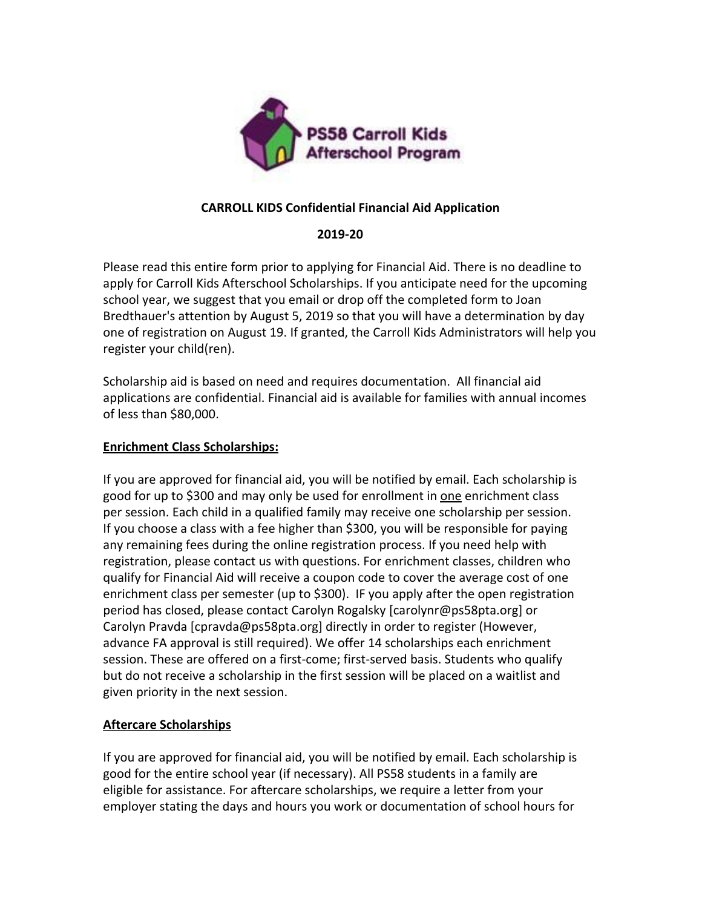**CARROLL KIDS Confidential Financial Aid Application**

**2019-20**

Please read this entire form prior to applying for Financial Aid. There is no deadline to apply for Carroll Kids Afterschool Scholarships. If you anticipate need for the upcoming school year, we suggest that you email or drop off the completed form to Joan Bredthauer's attention by August 5, 2019 so that you will have a determination by day one of registration on August 19. If granted, the Carroll Kids Administrators will help you register your child(ren).

Scholarship aid is based on need and requires documentation. All financial aid applications are confidential. Financial aid is available for families with annual incomes of less than $80,000.

**Enrichment Class Scholarships:**

If you are approved for financial aid, you will be notified by email. Each scholarship is good for up to $300 and may only be used for enrollment in one enrichment class per session. Each child in a qualified family may receive one scholarship per session. If you choose a class with a fee higher than $300, you will be responsible for paying any remaining fees during the online registration process. If you need help with registration, please contact us with questions. For enrichment classes, children who qualify for Financial Aid will receive a coupon code to cover the average cost of one enrichment class per semester (up to $300). IF you apply after the open registration period has closed, please contact Carolyn Rogalsky [carolynr@ps58pta.org] or Carolyn Pravda [cpravda@ps58pta.org] directly in order to register (However, advance FA approval is still required). We offer 14 scholarships each enrichment session. These are offered on a first-come; first-served basis. Students who qualify but do not receive a scholarship in the first session will be placed on a waitlist and given priority in the next session.

**Aftercare Scholarships**

If you are approved for financial aid, you will be notified by email. Each scholarship is good for the entire school year (if necessary). All PS58 students in a family are eligible for assistance. For aftercare scholarships, we require a letter from your employer stating the days and hours you work or documentation of school hours for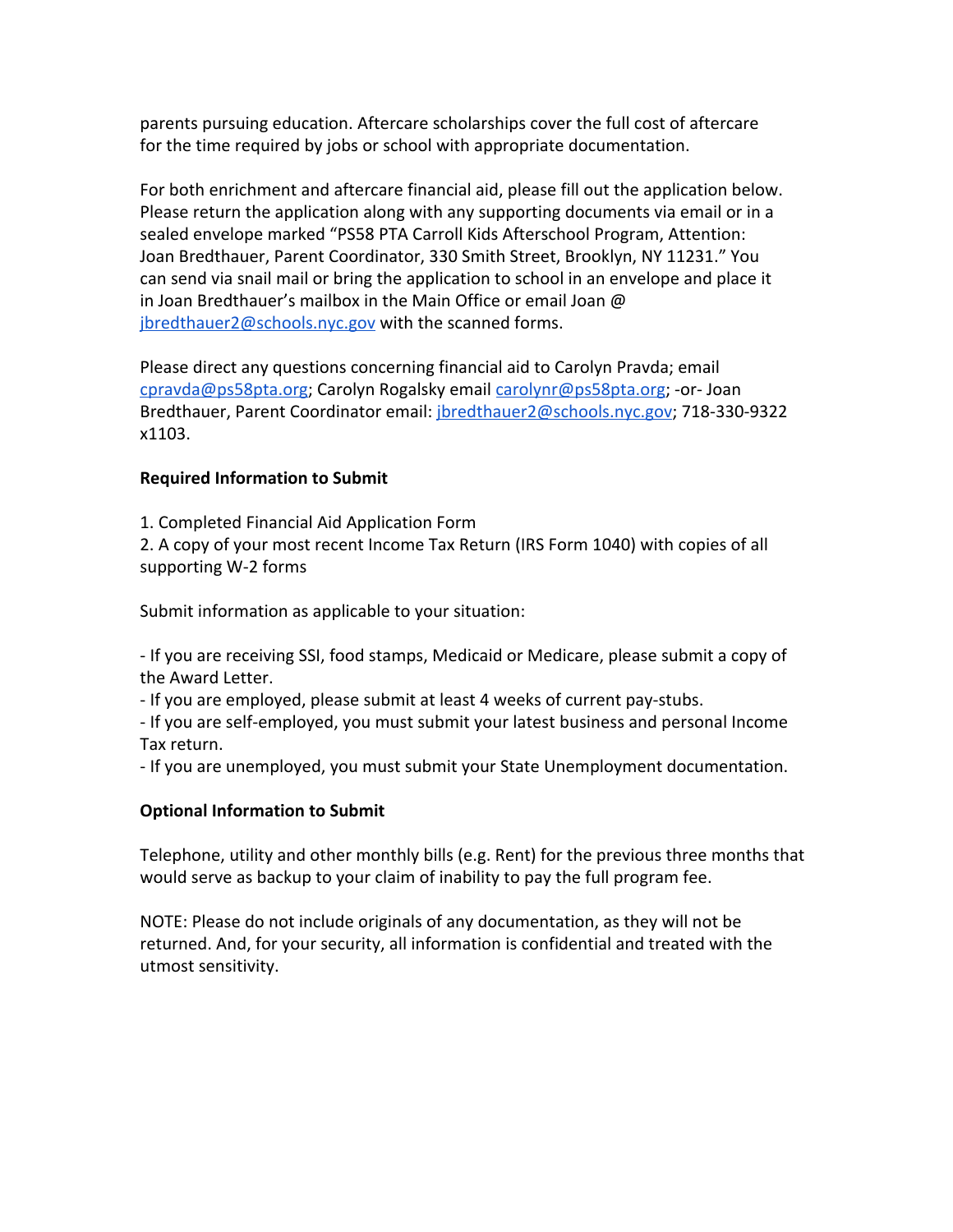parents pursuing education. Aftercare scholarships cover the full cost of aftercare for the time required by jobs or school with appropriate documentation.

For both enrichment and aftercare financial aid, please fill out the application below. Please return the application along with any supporting documents via email or in a sealed envelope marked "PS58 PTA Carroll Kids Afterschool Program, Attention: Joan Bredthauer, Parent Coordinator, 330 Smith Street, Brooklyn, NY 11231." You can send via snail mail or bring the application to school in an envelope and place it in Joan Bredthauer's mailbox in the Main Office or email Joan @ jbredthauer2@schools.nyc.gov with the scanned forms.

Please direct any questions concerning financial aid to Carolyn Pravda; email cpravda@ps58pta.org; Carolyn Rogalsky email carolynr@ps58pta.org; -or- Joan Bredthauer, Parent Coordinator email: jbredthauer2@schools.nyc.gov; 718-330-9322 x1103.

**Required Information to Submit**

1. Completed Financial Aid Application Form
2. A copy of your most recent Income Tax Return (IRS Form 1040) with copies of all supporting W-2 forms

Submit information as applicable to your situation:

- If you are receiving SSI, food stamps, Medicaid or Medicare, please submit a copy of the Award Letter.
- If you are employed, please submit at least 4 weeks of current pay-stubs.
- If you are self-employed, you must submit your latest business and personal Income Tax return.
- If you are unemployed, you must submit your State Unemployment documentation.

**Optional Information to Submit**

Telephone, utility and other monthly bills (e.g. Rent) for the previous three months that would serve as backup to your claim of inability to pay the full program fee.

NOTE: Please do not include originals of any documentation, as they will not be returned. And, for your security, all information is confidential and treated with the utmost sensitivity.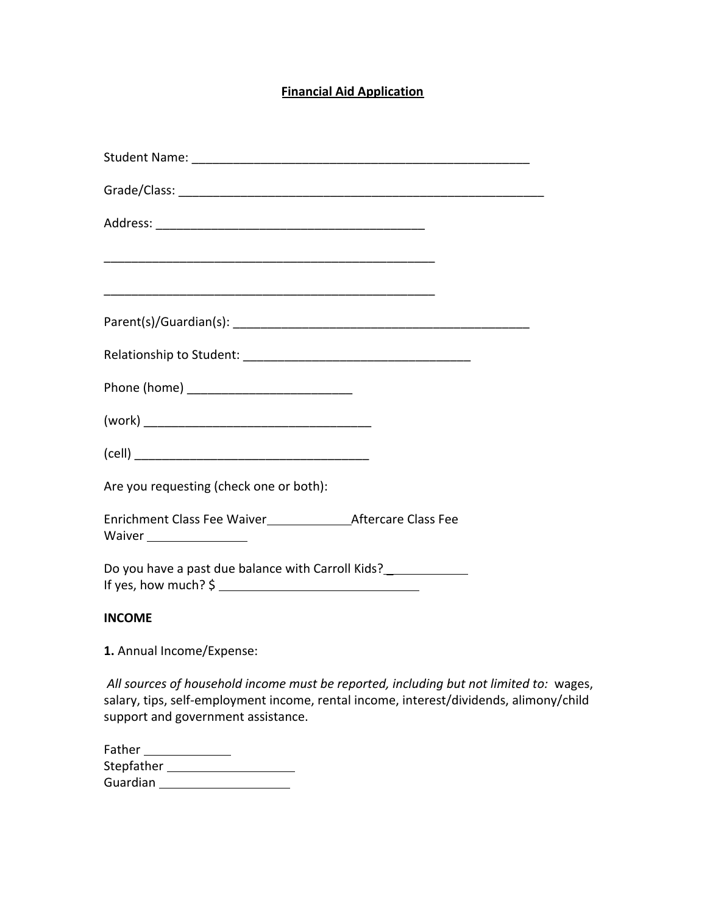**Financial Aid Application**

Student Name: ___________________________________________________

Grade/Class: _______________________________________________________

Address: ________________________________________

__________________________________________________

__________________________________________________

Parent(s)/Guardian(s): ____________________________________________

Relationship to Student: __________________________________

Phone (home) ________________________

(work) _________________________________

(cell) __________________________________

Are you requesting (check one or both):

Enrichment Class Fee Waiver____________Aftercare Class Fee Waiver ______________

Do you have a past due balance with Carroll Kids?____________
If yes, how much? $ ______________________________

**INCOME**

**1.** Annual Income/Expense:

*All sources of household income must be reported, including but not limited to:* wages, salary, tips, self-employment income, rental income, interest/dividends, alimony/child support and government assistance.

Father ____________
Stepfather ___________________
Guardian ___________________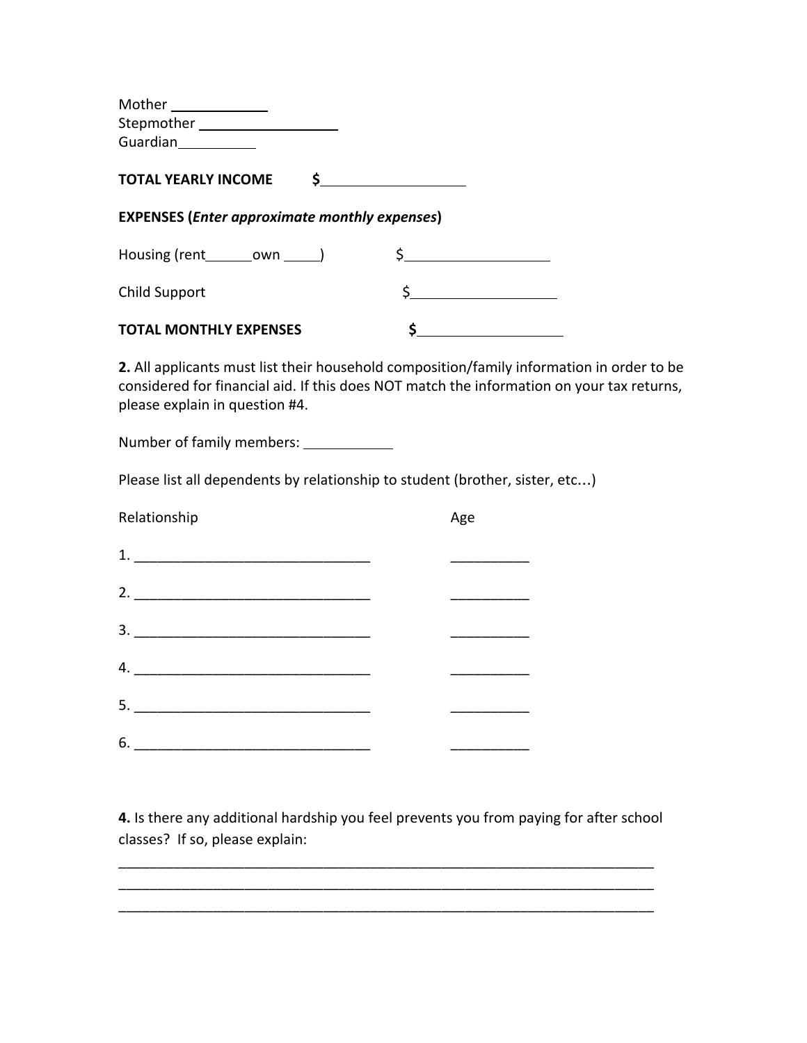Mother ____________
Stepmother __________________
Guardian__________

**TOTAL YEARLY INCOME** **$__________________**

**EXPENSES (*Enter approximate monthly expenses*)**

Housing (rent______own _____) $__________________

Child Support $__________________

**TOTAL MONTHLY EXPENSES** **$__________________**

**2.** All applicants must list their household composition/family information in order to be considered for financial aid. If this does NOT match the information on your tax returns, please explain in question #4.

Number of family members: ____________

Please list all dependents by relationship to student (brother, sister, etc…)

| Relationship | Age |
|---|---|
| 1. ______________________________ | __________ |
| 2. ______________________________ | __________ |
| 3. ______________________________ | __________ |
| 4. ______________________________ | __________ |
| 5. ______________________________ | __________ |
| 6. ______________________________ | __________ |

**4.** Is there any additional hardship you feel prevents you from paying for after school classes? If so, please explain:

_____________________________________________________________________
_____________________________________________________________________
_____________________________________________________________________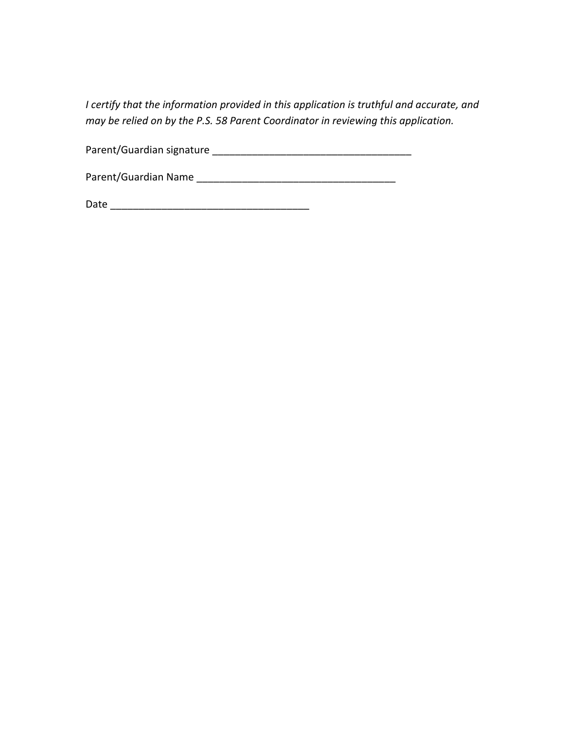*I certify that the information provided in this application is truthful and accurate, and may be relied on by the P.S. 58 Parent Coordinator in reviewing this application.*

Parent/Guardian signature ___________________________________

Parent/Guardian Name ___________________________________

Date ___________________________________